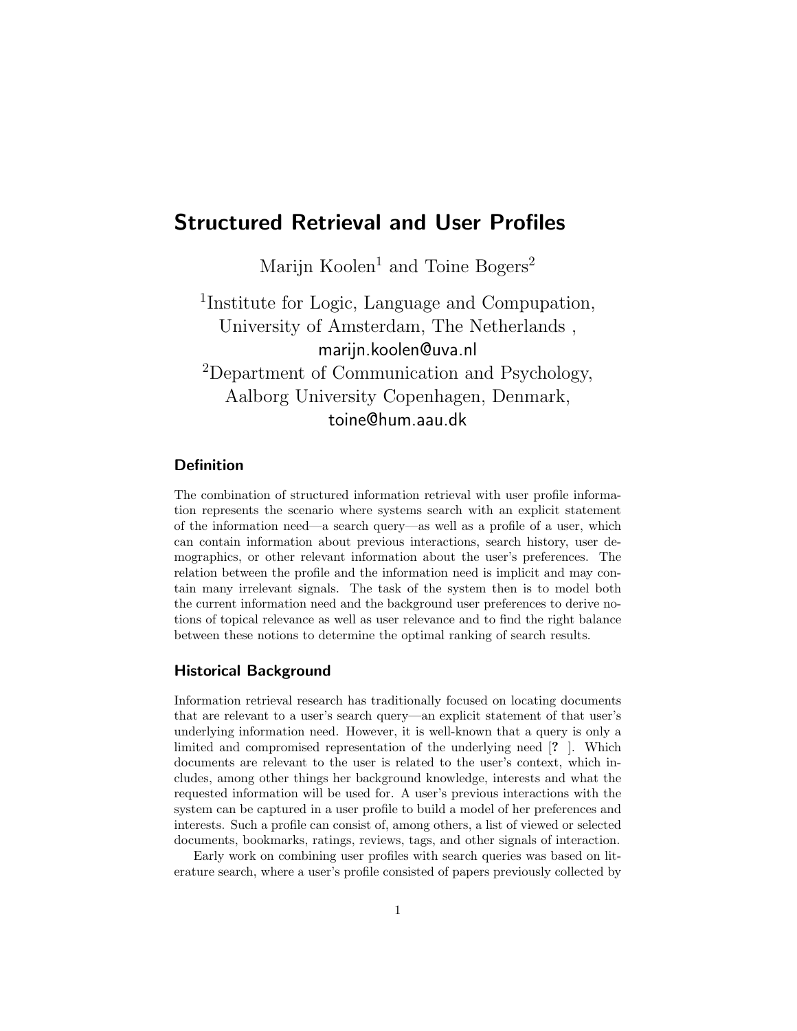# Structured Retrieval and User Profiles

Marijn Koolen[1] and Toine Bogers[2]

[1]Institute for Logic, Language and Compupation, University of Amsterdam, The Netherlands , marijn.koolen@uva.nl

[2]Department of Communication and Psychology, Aalborg University Copenhagen, Denmark, toine@hum.aau.dk

## Definition

The combination of structured information retrieval with user profile information represents the scenario where systems search with an explicit statement of the information need—a search query—as well as a profile of a user, which can contain information about previous interactions, search history, user demographics, or other relevant information about the user's preferences. The relation between the profile and the information need is implicit and may contain many irrelevant signals. The task of the system then is to model both the current information need and the background user preferences to derive notions of topical relevance as well as user relevance and to find the right balance between these notions to determine the optimal ranking of search results.

## Historical Background

Information retrieval research has traditionally focused on locating documents that are relevant to a user's search query—an explicit statement of that user's underlying information need. However, it is well-known that a query is only a limited and compromised representation of the underlying need [? ]. Which documents are relevant to the user is related to the user's context, which includes, among other things her background knowledge, interests and what the requested information will be used for. A user's previous interactions with the system can be captured in a user profile to build a model of her preferences and interests. Such a profile can consist of, among others, a list of viewed or selected documents, bookmarks, ratings, reviews, tags, and other signals of interaction.

Early work on combining user profiles with search queries was based on literature search, where a user's profile consisted of papers previously collected by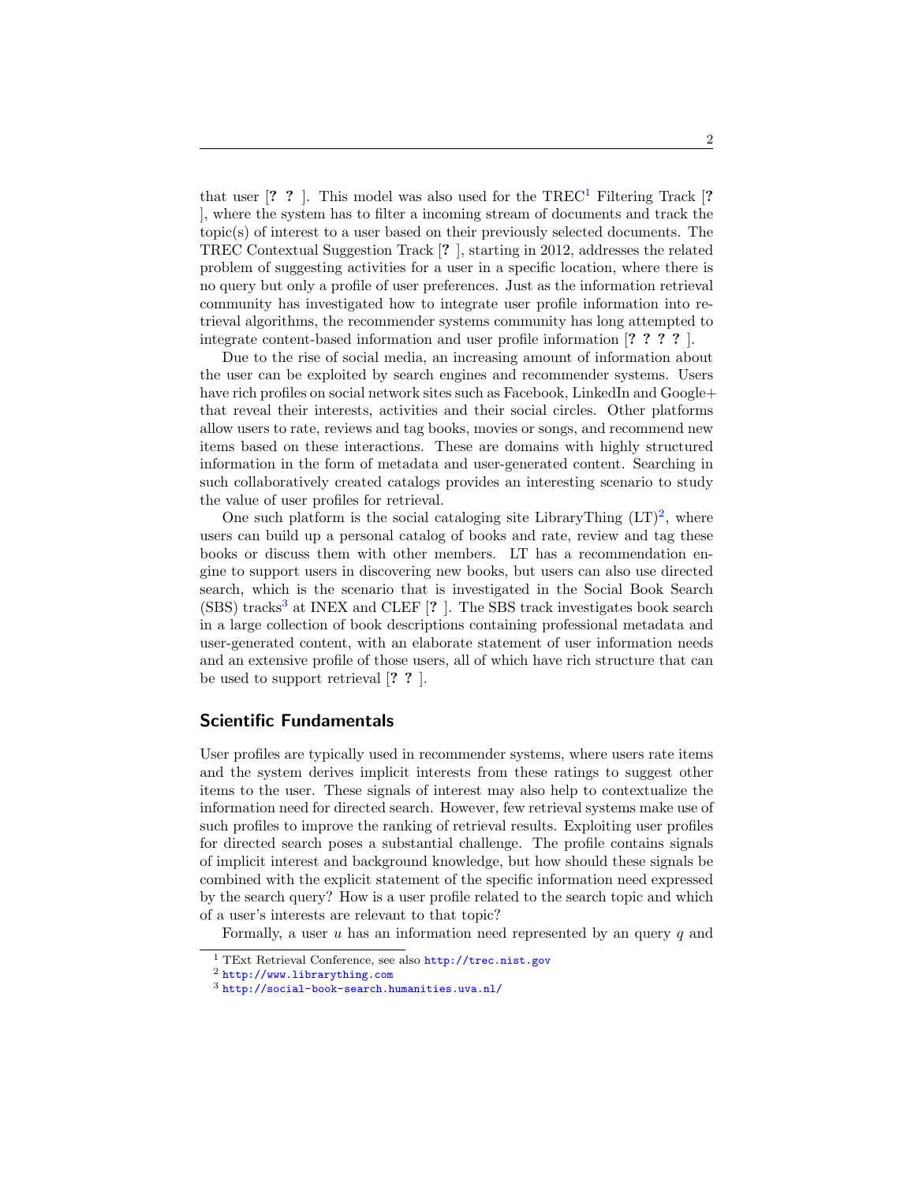that user [**? ?** ]. This model was also used for the TREC[1] Filtering Track [**?** ], where the system has to filter a incoming stream of documents and track the topic(s) of interest to a user based on their previously selected documents. The TREC Contextual Suggestion Track [**?** ], starting in 2012, addresses the related problem of suggesting activities for a user in a specific location, where there is no query but only a profile of user preferences. Just as the information retrieval community has investigated how to integrate user profile information into retrieval algorithms, the recommender systems community has long attempted to integrate content-based information and user profile information [**? ? ? ?** ].

Due to the rise of social media, an increasing amount of information about the user can be exploited by search engines and recommender systems. Users have rich profiles on social network sites such as Facebook, LinkedIn and Google+ that reveal their interests, activities and their social circles. Other platforms allow users to rate, reviews and tag books, movies or songs, and recommend new items based on these interactions. These are domains with highly structured information in the form of metadata and user-generated content. Searching in such collaboratively created catalogs provides an interesting scenario to study the value of user profiles for retrieval.

One such platform is the social cataloging site LibraryThing (LT)[2], where users can build up a personal catalog of books and rate, review and tag these books or discuss them with other members. LT has a recommendation engine to support users in discovering new books, but users can also use directed search, which is the scenario that is investigated in the Social Book Search (SBS) tracks[3] at INEX and CLEF [**?** ]. The SBS track investigates book search in a large collection of book descriptions containing professional metadata and user-generated content, with an elaborate statement of user information needs and an extensive profile of those users, all of which have rich structure that can be used to support retrieval [**? ?** ].

## Scientific Fundamentals

User profiles are typically used in recommender systems, where users rate items and the system derives implicit interests from these ratings to suggest other items to the user. These signals of interest may also help to contextualize the information need for directed search. However, few retrieval systems make use of such profiles to improve the ranking of retrieval results. Exploiting user profiles for directed search poses a substantial challenge. The profile contains signals of implicit interest and background knowledge, but how should these signals be combined with the explicit statement of the specific information need expressed by the search query? How is a user profile related to the search topic and which of a user's interests are relevant to that topic?

Formally, a user $u$ has an information need represented by an query $q$ and

[1] TExt Retrieval Conference, see also http://trec.nist.gov

[2] http://www.librarything.com

[3] http://social-book-search.humanities.uva.nl/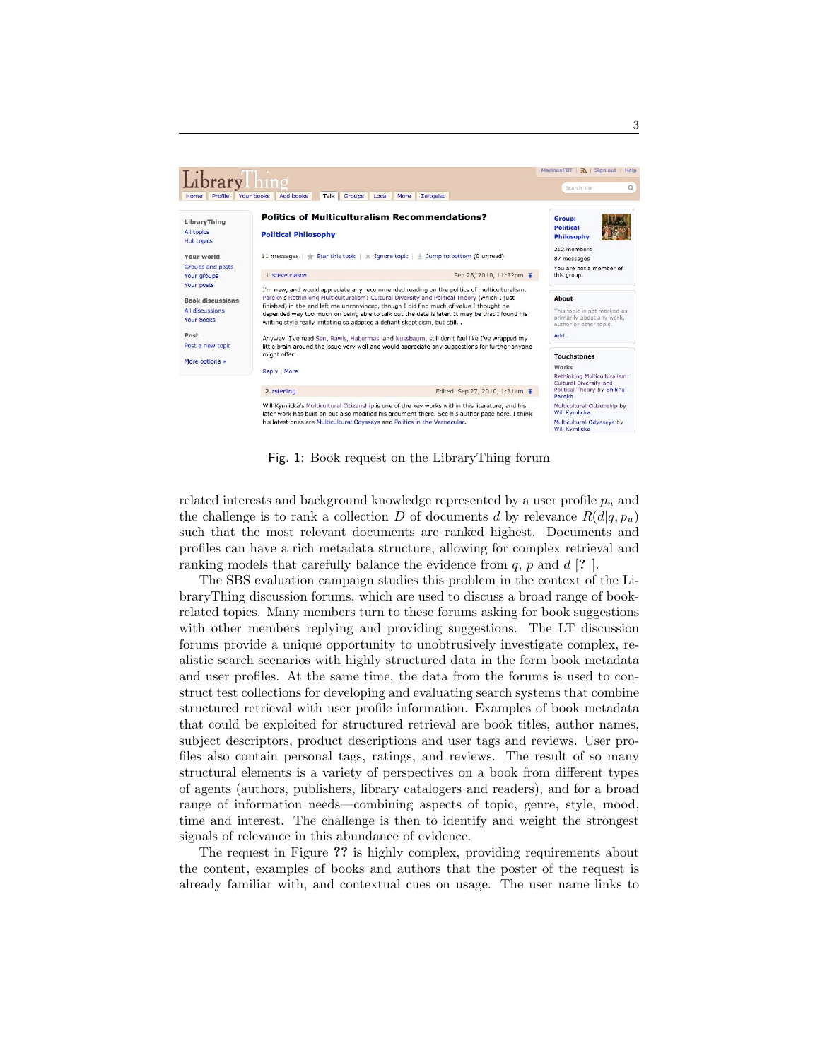Fig. 1: Book request on the LibraryThing forum

related interests and background knowledge represented by a user profile $p_u$ and the challenge is to rank a collection $D$ of documents $d$ by relevance $R(d|q, p_u)$ such that the most relevant documents are ranked highest. Documents and profiles can have a rich metadata structure, allowing for complex retrieval and ranking models that carefully balance the evidence from $q$, $p$ and $d$ [? ].

The SBS evaluation campaign studies this problem in the context of the LibraryThing discussion forums, which are used to discuss a broad range of book-related topics. Many members turn to these forums asking for book suggestions with other members replying and providing suggestions. The LT discussion forums provide a unique opportunity to unobtrusively investigate complex, realistic search scenarios with highly structured data in the form book metadata and user profiles. At the same time, the data from the forums is used to construct test collections for developing and evaluating search systems that combine structured retrieval with user profile information. Examples of book metadata that could be exploited for structured retrieval are book titles, author names, subject descriptors, product descriptions and user tags and reviews. User profiles also contain personal tags, ratings, and reviews. The result of so many structural elements is a variety of perspectives on a book from different types of agents (authors, publishers, library catalogers and readers), and for a broad range of information needs—combining aspects of topic, genre, style, mood, time and interest. The challenge is then to identify and weight the strongest signals of relevance in this abundance of evidence.

The request in Figure **??** is highly complex, providing requirements about the content, examples of books and authors that the poster of the request is already familiar with, and contextual cues on usage. The user name links to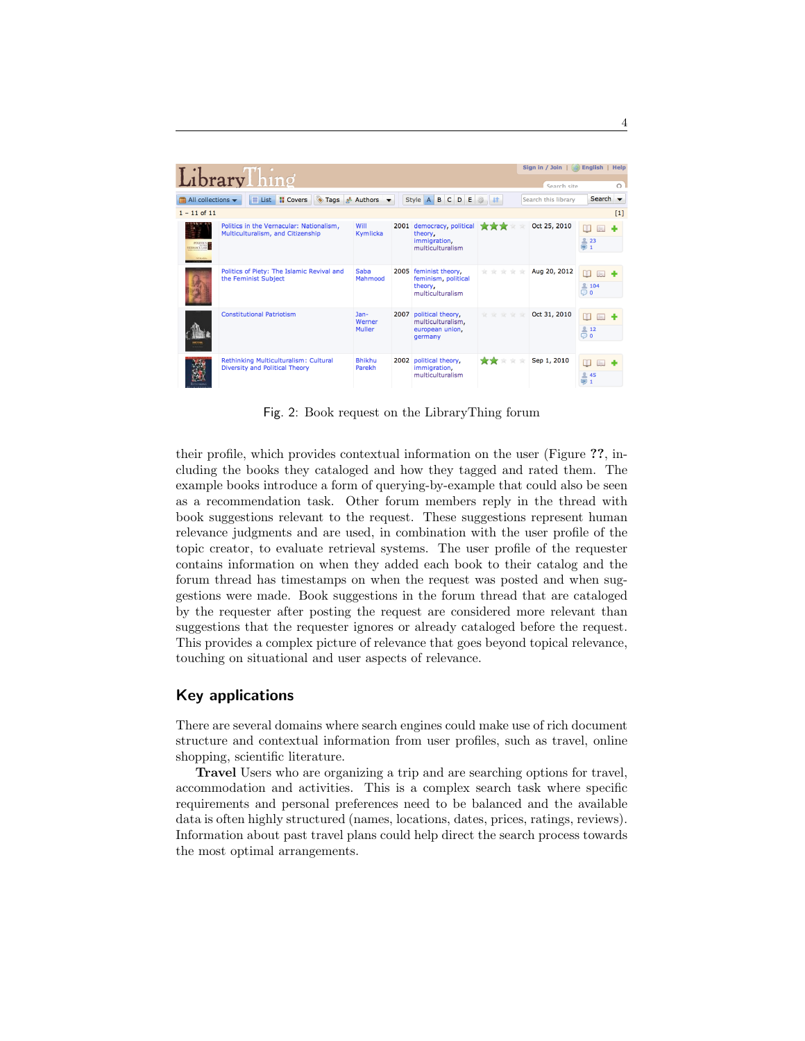Fig. 2: Book request on the LibraryThing forum

their profile, which provides contextual information on the user (Figure ??, including the books they cataloged and how they tagged and rated them. The example books introduce a form of querying-by-example that could also be seen as a recommendation task. Other forum members reply in the thread with book suggestions relevant to the request. These suggestions represent human relevance judgments and are used, in combination with the user profile of the topic creator, to evaluate retrieval systems. The user profile of the requester contains information on when they added each book to their catalog and the forum thread has timestamps on when the request was posted and when suggestions were made. Book suggestions in the forum thread that are cataloged by the requester after posting the request are considered more relevant than suggestions that the requester ignores or already cataloged before the request. This provides a complex picture of relevance that goes beyond topical relevance, touching on situational and user aspects of relevance.

## Key applications

There are several domains where search engines could make use of rich document structure and contextual information from user profiles, such as travel, online shopping, scientific literature.

**Travel** Users who are organizing a trip and are searching options for travel, accommodation and activities. This is a complex search task where specific requirements and personal preferences need to be balanced and the available data is often highly structured (names, locations, dates, prices, ratings, reviews). Information about past travel plans could help direct the search process towards the most optimal arrangements.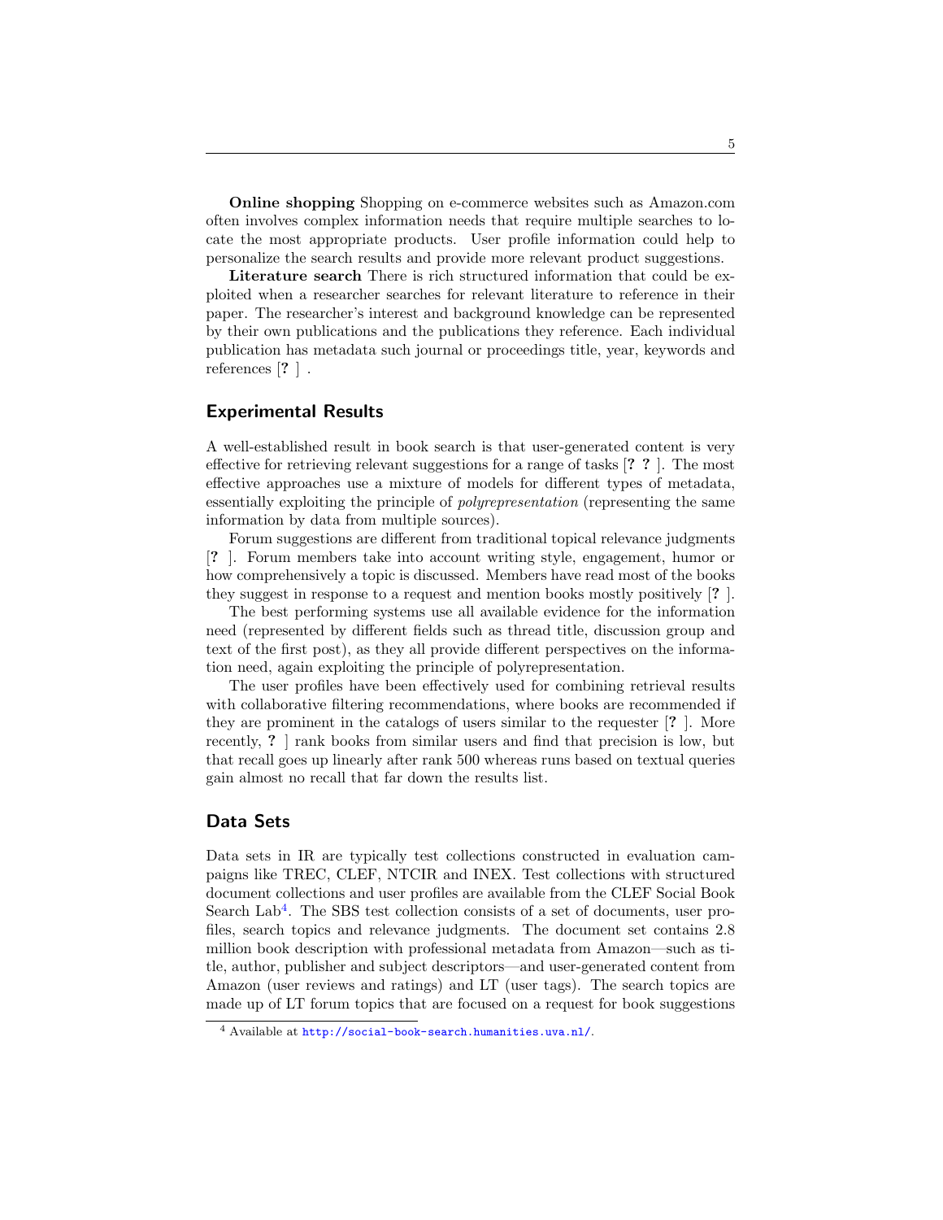**Online shopping** Shopping on e-commerce websites such as Amazon.com often involves complex information needs that require multiple searches to locate the most appropriate products. User profile information could help to personalize the search results and provide more relevant product suggestions.

**Literature search** There is rich structured information that could be exploited when a researcher searches for relevant literature to reference in their paper. The researcher's interest and background knowledge can be represented by their own publications and the publications they reference. Each individual publication has metadata such journal or proceedings title, year, keywords and references [? ] .

## Experimental Results

A well-established result in book search is that user-generated content is very effective for retrieving relevant suggestions for a range of tasks [? ? ]. The most effective approaches use a mixture of models for different types of metadata, essentially exploiting the principle of *polyrepresentation* (representing the same information by data from multiple sources).

Forum suggestions are different from traditional topical relevance judgments [? ]. Forum members take into account writing style, engagement, humor or how comprehensively a topic is discussed. Members have read most of the books they suggest in response to a request and mention books mostly positively [? ].

The best performing systems use all available evidence for the information need (represented by different fields such as thread title, discussion group and text of the first post), as they all provide different perspectives on the information need, again exploiting the principle of polyrepresentation.

The user profiles have been effectively used for combining retrieval results with collaborative filtering recommendations, where books are recommended if they are prominent in the catalogs of users similar to the requester [? ]. More recently, ? ] rank books from similar users and find that precision is low, but that recall goes up linearly after rank 500 whereas runs based on textual queries gain almost no recall that far down the results list.

## Data Sets

Data sets in IR are typically test collections constructed in evaluation campaigns like TREC, CLEF, NTCIR and INEX. Test collections with structured document collections and user profiles are available from the CLEF Social Book Search Lab[4]. The SBS test collection consists of a set of documents, user profiles, search topics and relevance judgments. The document set contains 2.8 million book description with professional metadata from Amazon—such as title, author, publisher and subject descriptors—and user-generated content from Amazon (user reviews and ratings) and LT (user tags). The search topics are made up of LT forum topics that are focused on a request for book suggestions

[4] Available at http://social-book-search.humanities.uva.nl/.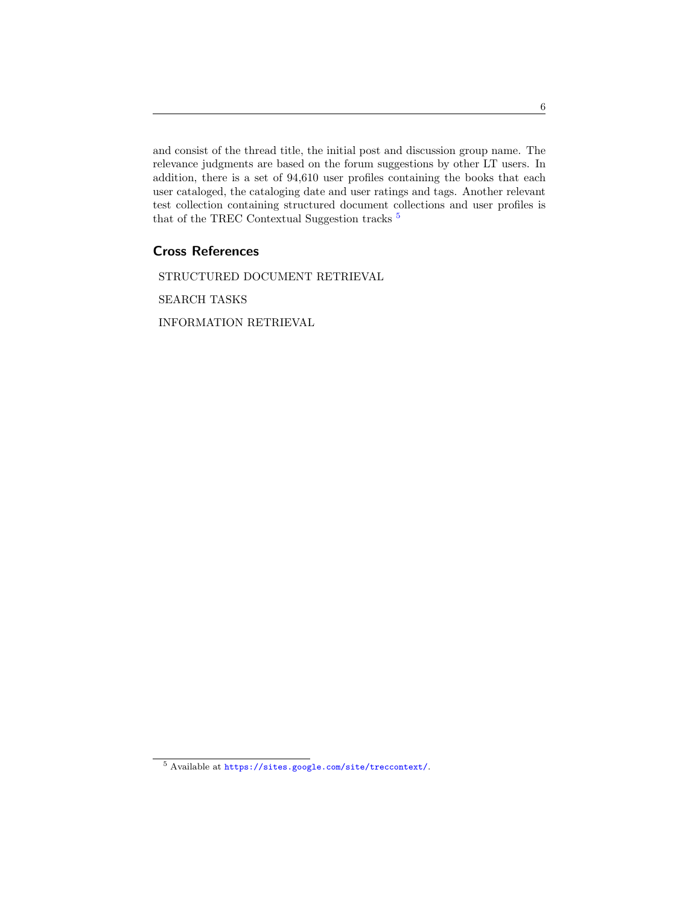and consist of the thread title, the initial post and discussion group name. The relevance judgments are based on the forum suggestions by other LT users. In addition, there is a set of 94,610 user profiles containing the books that each user cataloged, the cataloging date and user ratings and tags. Another relevant test collection containing structured document collections and user profiles is that of the TREC Contextual Suggestion tracks [5]

## Cross References

STRUCTURED DOCUMENT RETRIEVAL

SEARCH TASKS

INFORMATION RETRIEVAL

[5] Available at https://sites.google.com/site/treccontext/.